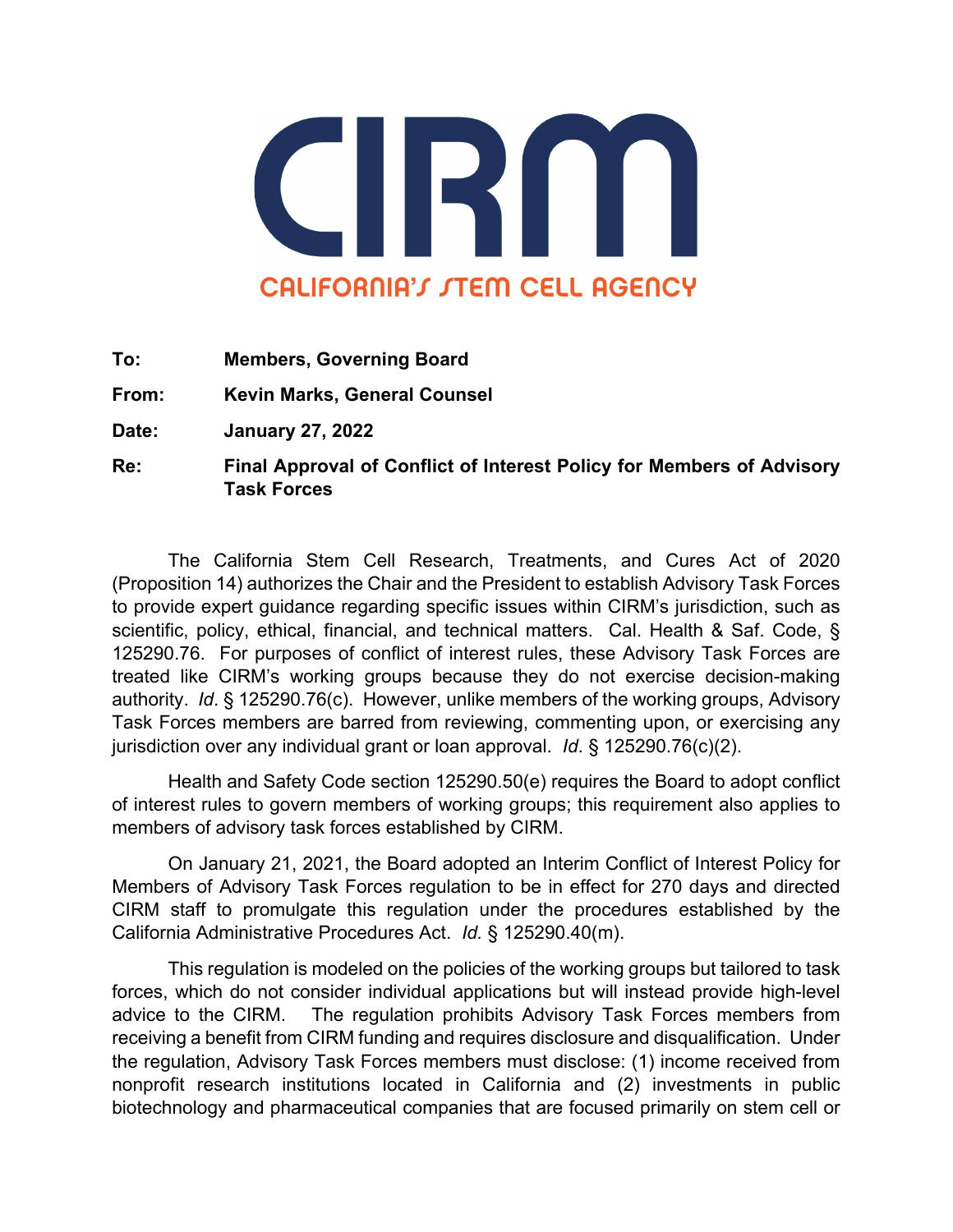# CIRM

CALIFORNIA'S STEM CELL AGENCY

**To:** **Members, Governing Board**

**From:** **Kevin Marks, General Counsel**

**Date:** **January 27, 2022**

**Re:** **Final Approval of Conflict of Interest Policy for Members of Advisory Task Forces**

The California Stem Cell Research, Treatments, and Cures Act of 2020 (Proposition 14) authorizes the Chair and the President to establish Advisory Task Forces to provide expert guidance regarding specific issues within CIRM's jurisdiction, such as scientific, policy, ethical, financial, and technical matters. Cal. Health & Saf. Code, § 125290.76. For purposes of conflict of interest rules, these Advisory Task Forces are treated like CIRM's working groups because they do not exercise decision-making authority. *Id*. § 125290.76(c). However, unlike members of the working groups, Advisory Task Forces members are barred from reviewing, commenting upon, or exercising any jurisdiction over any individual grant or loan approval. *Id*. § 125290.76(c)(2).

Health and Safety Code section 125290.50(e) requires the Board to adopt conflict of interest rules to govern members of working groups; this requirement also applies to members of advisory task forces established by CIRM.

On January 21, 2021, the Board adopted an Interim Conflict of Interest Policy for Members of Advisory Task Forces regulation to be in effect for 270 days and directed CIRM staff to promulgate this regulation under the procedures established by the California Administrative Procedures Act. *Id.* § 125290.40(m).

This regulation is modeled on the policies of the working groups but tailored to task forces, which do not consider individual applications but will instead provide high-level advice to the CIRM. The regulation prohibits Advisory Task Forces members from receiving a benefit from CIRM funding and requires disclosure and disqualification. Under the regulation, Advisory Task Forces members must disclose: (1) income received from nonprofit research institutions located in California and (2) investments in public biotechnology and pharmaceutical companies that are focused primarily on stem cell or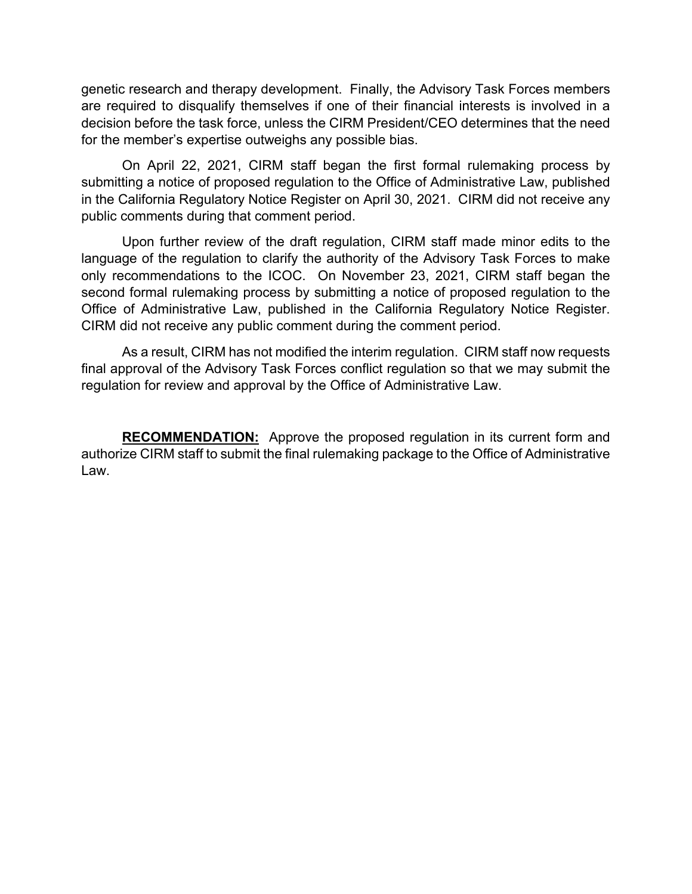genetic research and therapy development. Finally, the Advisory Task Forces members are required to disqualify themselves if one of their financial interests is involved in a decision before the task force, unless the CIRM President/CEO determines that the need for the member's expertise outweighs any possible bias.

On April 22, 2021, CIRM staff began the first formal rulemaking process by submitting a notice of proposed regulation to the Office of Administrative Law, published in the California Regulatory Notice Register on April 30, 2021. CIRM did not receive any public comments during that comment period.

Upon further review of the draft regulation, CIRM staff made minor edits to the language of the regulation to clarify the authority of the Advisory Task Forces to make only recommendations to the ICOC. On November 23, 2021, CIRM staff began the second formal rulemaking process by submitting a notice of proposed regulation to the Office of Administrative Law, published in the California Regulatory Notice Register. CIRM did not receive any public comment during the comment period.

As a result, CIRM has not modified the interim regulation. CIRM staff now requests final approval of the Advisory Task Forces conflict regulation so that we may submit the regulation for review and approval by the Office of Administrative Law.

**RECOMMENDATION:** Approve the proposed regulation in its current form and authorize CIRM staff to submit the final rulemaking package to the Office of Administrative Law.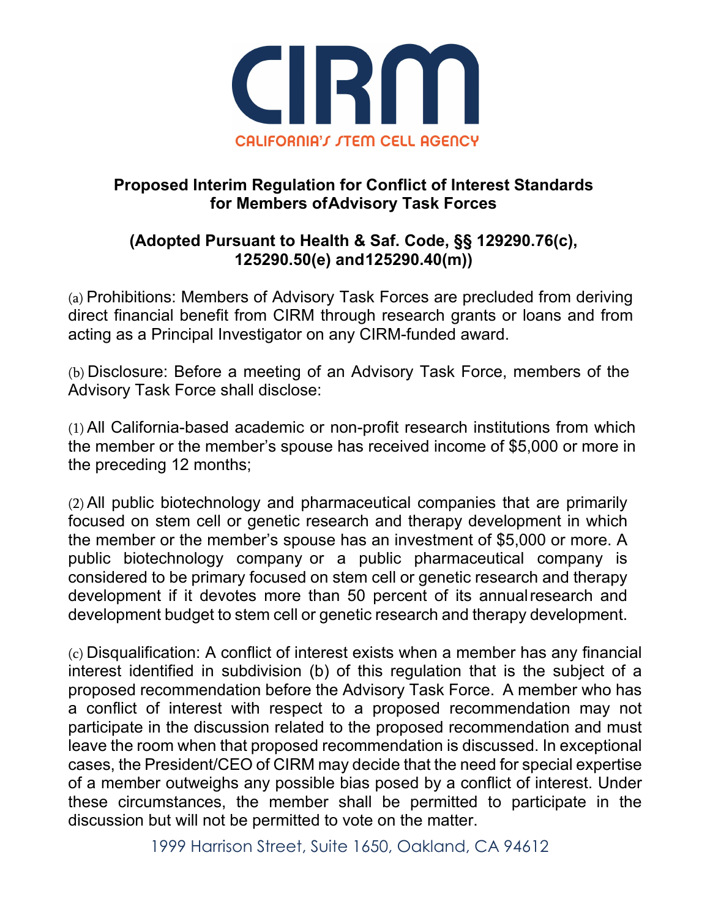# CIRM

CALIFORNIA'S STEM CELL AGENCY

## Proposed Interim Regulation for Conflict of Interest Standards for Members ofAdvisory Task Forces

## (Adopted Pursuant to Health & Saf. Code, §§ 129290.76(c), 125290.50(e) and125290.40(m))

(a) Prohibitions: Members of Advisory Task Forces are precluded from deriving direct financial benefit from CIRM through research grants or loans and from acting as a Principal Investigator on any CIRM-funded award.

(b) Disclosure: Before a meeting of an Advisory Task Force, members of the Advisory Task Force shall disclose:

(1) All California-based academic or non-profit research institutions from which the member or the member's spouse has received income of $5,000 or more in the preceding 12 months;

(2) All public biotechnology and pharmaceutical companies that are primarily focused on stem cell or genetic research and therapy development in which the member or the member's spouse has an investment of $5,000 or more. A public biotechnology company or a public pharmaceutical company is considered to be primary focused on stem cell or genetic research and therapy development if it devotes more than 50 percent of its annualresearch and development budget to stem cell or genetic research and therapy development.

(c) Disqualification: A conflict of interest exists when a member has any financial interest identified in subdivision (b) of this regulation that is the subject of a proposed recommendation before the Advisory Task Force. A member who has a conflict of interest with respect to a proposed recommendation may not participate in the discussion related to the proposed recommendation and must leave the room when that proposed recommendation is discussed. In exceptional cases, the President/CEO of CIRM may decide that the need for special expertise of a member outweighs any possible bias posed by a conflict of interest. Under these circumstances, the member shall be permitted to participate in the discussion but will not be permitted to vote on the matter.

1999 Harrison Street, Suite 1650, Oakland, CA 94612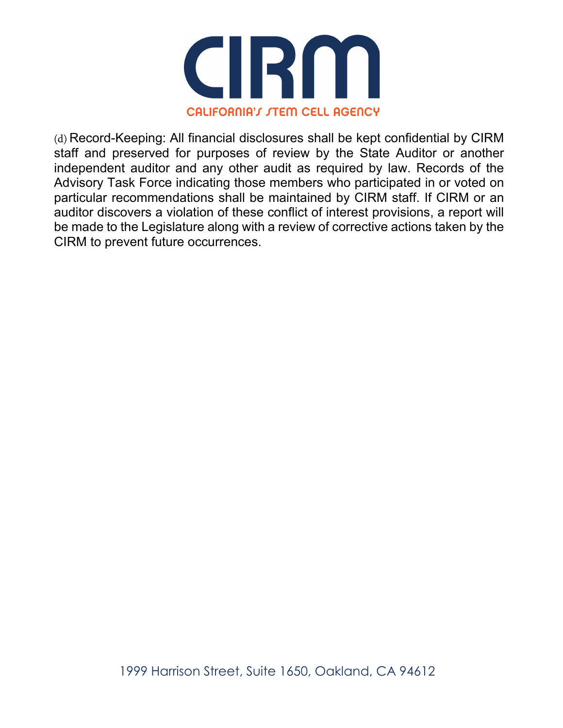(d) Record-Keeping: All financial disclosures shall be kept confidential by CIRM staff and preserved for purposes of review by the State Auditor or another independent auditor and any other audit as required by law. Records of the Advisory Task Force indicating those members who participated in or voted on particular recommendations shall be maintained by CIRM staff. If CIRM or an auditor discovers a violation of these conflict of interest provisions, a report will be made to the Legislature along with a review of corrective actions taken by the CIRM to prevent future occurrences.